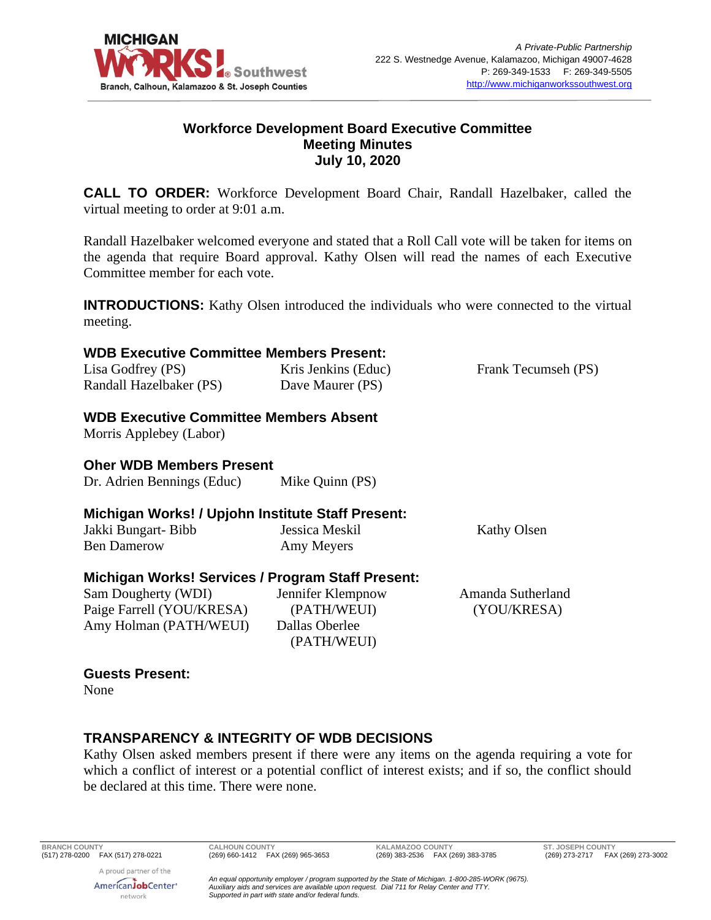**MICHIGAN WORKS! Southwest**
Branch, Calhoun, Kalamazoo & St. Joseph Counties

*A Private-Public Partnership*
222 S. Westnedge Avenue, Kalamazoo, Michigan 49007-4628
P: 269-349-1533 F: 269-349-5505
http://www.michiganworkssouthwest.org

# Workforce Development Board Executive Committee Meeting Minutes July 10, 2020

**CALL TO ORDER:** Workforce Development Board Chair, Randall Hazelbaker, called the virtual meeting to order at 9:01 a.m.

Randall Hazelbaker welcomed everyone and stated that a Roll Call vote will be taken for items on the agenda that require Board approval. Kathy Olsen will read the names of each Executive Committee member for each vote.

**INTRODUCTIONS:** Kathy Olsen introduced the individuals who were connected to the virtual meeting.

### WDB Executive Committee Members Present:

Lisa Godfrey (PS)
Randall Hazelbaker (PS)
Kris Jenkins (Educ)
Dave Maurer (PS)
Frank Tecumseh (PS)

### WDB Executive Committee Members Absent

Morris Applebey (Labor)

### Oher WDB Members Present

Dr. Adrien Bennings (Educ)
Mike Quinn (PS)

### Michigan Works! / Upjohn Institute Staff Present:

Jakki Bungart- Bibb
Ben Damerow
Jessica Meskil
Amy Meyers
Kathy Olsen

### Michigan Works! Services / Program Staff Present:

Sam Dougherty (WDI)
Paige Farrell (YOU/KRESA)
Amy Holman (PATH/WEUI)
Jennifer Klempnow (PATH/WEUI)
Dallas Oberlee (PATH/WEUI)
Amanda Sutherland (YOU/KRESA)

### Guests Present:

None

## TRANSPARENCY & INTEGRITY OF WDB DECISIONS

Kathy Olsen asked members present if there were any items on the agenda requiring a vote for which a conflict of interest or a potential conflict of interest exists; and if so, the conflict should be declared at this time. There were none.

BRANCH COUNTY (517) 278-0200 FAX (517) 278-0221 | CALHOUN COUNTY (269) 660-1412 FAX (269) 965-3653 | KALAMAZOO COUNTY (269) 383-2536 FAX (269) 383-3785 | ST. JOSEPH COUNTY (269) 273-2717 FAX (269) 273-3002

A proud partner of the AmericanJobCenter network

*An equal opportunity employer / program supported by the State of Michigan. 1-800-285-WORK (9675). Auxiliary aids and services are available upon request. Dial 711 for Relay Center and TTY. Supported in part with state and/or federal funds.*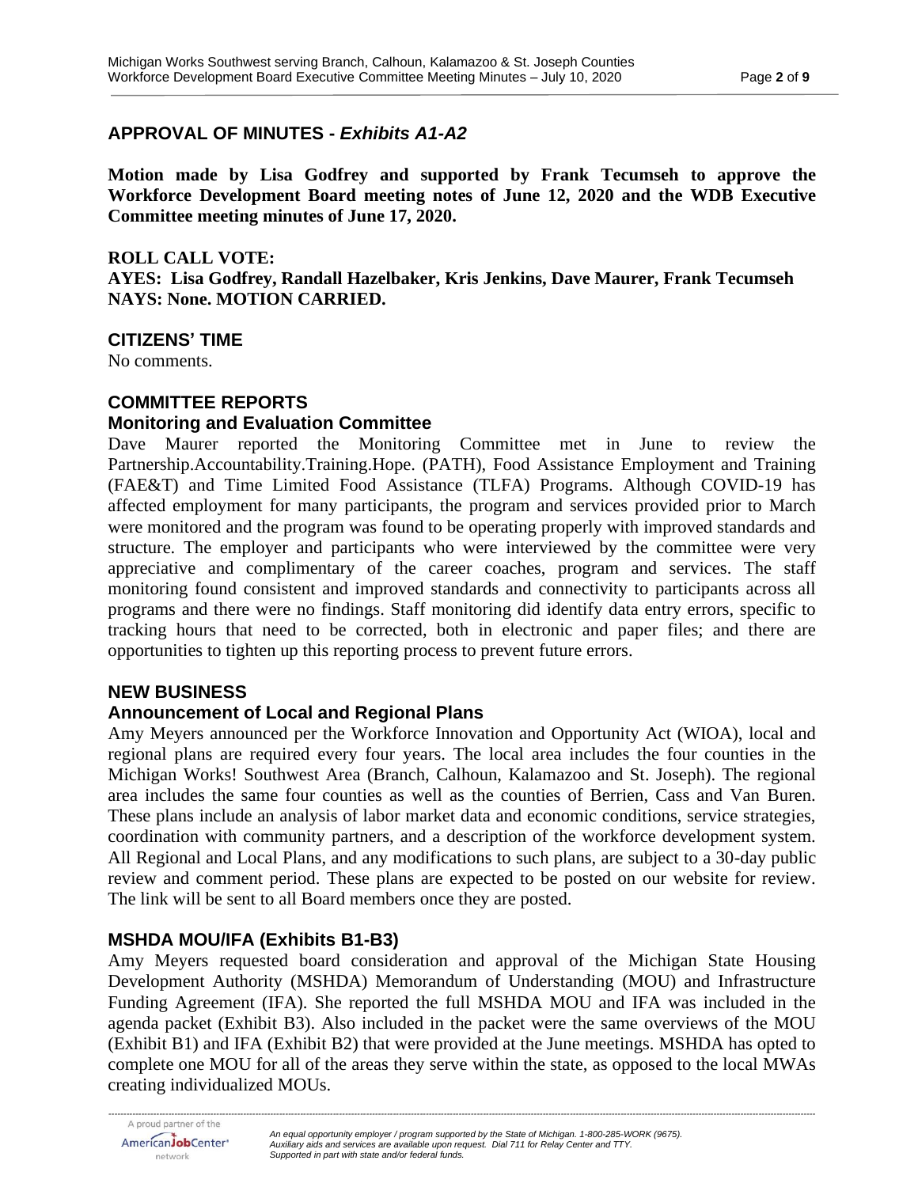## APPROVAL OF MINUTES - *Exhibits A1-A2*

**Motion made by Lisa Godfrey and supported by Frank Tecumseh to approve the Workforce Development Board meeting notes of June 12, 2020 and the WDB Executive Committee meeting minutes of June 17, 2020.**

**ROLL CALL VOTE:**
**AYES: Lisa Godfrey, Randall Hazelbaker, Kris Jenkins, Dave Maurer, Frank Tecumseh**
**NAYS: None. MOTION CARRIED.**

## CITIZENS' TIME

No comments.

## COMMITTEE REPORTS

### Monitoring and Evaluation Committee

Dave Maurer reported the Monitoring Committee met in June to review the Partnership.Accountability.Training.Hope. (PATH), Food Assistance Employment and Training (FAE&T) and Time Limited Food Assistance (TLFA) Programs. Although COVID-19 has affected employment for many participants, the program and services provided prior to March were monitored and the program was found to be operating properly with improved standards and structure. The employer and participants who were interviewed by the committee were very appreciative and complimentary of the career coaches, program and services. The staff monitoring found consistent and improved standards and connectivity to participants across all programs and there were no findings. Staff monitoring did identify data entry errors, specific to tracking hours that need to be corrected, both in electronic and paper files; and there are opportunities to tighten up this reporting process to prevent future errors.

## NEW BUSINESS

### Announcement of Local and Regional Plans

Amy Meyers announced per the Workforce Innovation and Opportunity Act (WIOA), local and regional plans are required every four years. The local area includes the four counties in the Michigan Works! Southwest Area (Branch, Calhoun, Kalamazoo and St. Joseph). The regional area includes the same four counties as well as the counties of Berrien, Cass and Van Buren. These plans include an analysis of labor market data and economic conditions, service strategies, coordination with community partners, and a description of the workforce development system. All Regional and Local Plans, and any modifications to such plans, are subject to a 30-day public review and comment period. These plans are expected to be posted on our website for review. The link will be sent to all Board members once they are posted.

### MSHDA MOU/IFA (Exhibits B1-B3)

Amy Meyers requested board consideration and approval of the Michigan State Housing Development Authority (MSHDA) Memorandum of Understanding (MOU) and Infrastructure Funding Agreement (IFA). She reported the full MSHDA MOU and IFA was included in the agenda packet (Exhibit B3). Also included in the packet were the same overviews of the MOU (Exhibit B1) and IFA (Exhibit B2) that were provided at the June meetings. MSHDA has opted to complete one MOU for all of the areas they serve within the state, as opposed to the local MWAs creating individualized MOUs.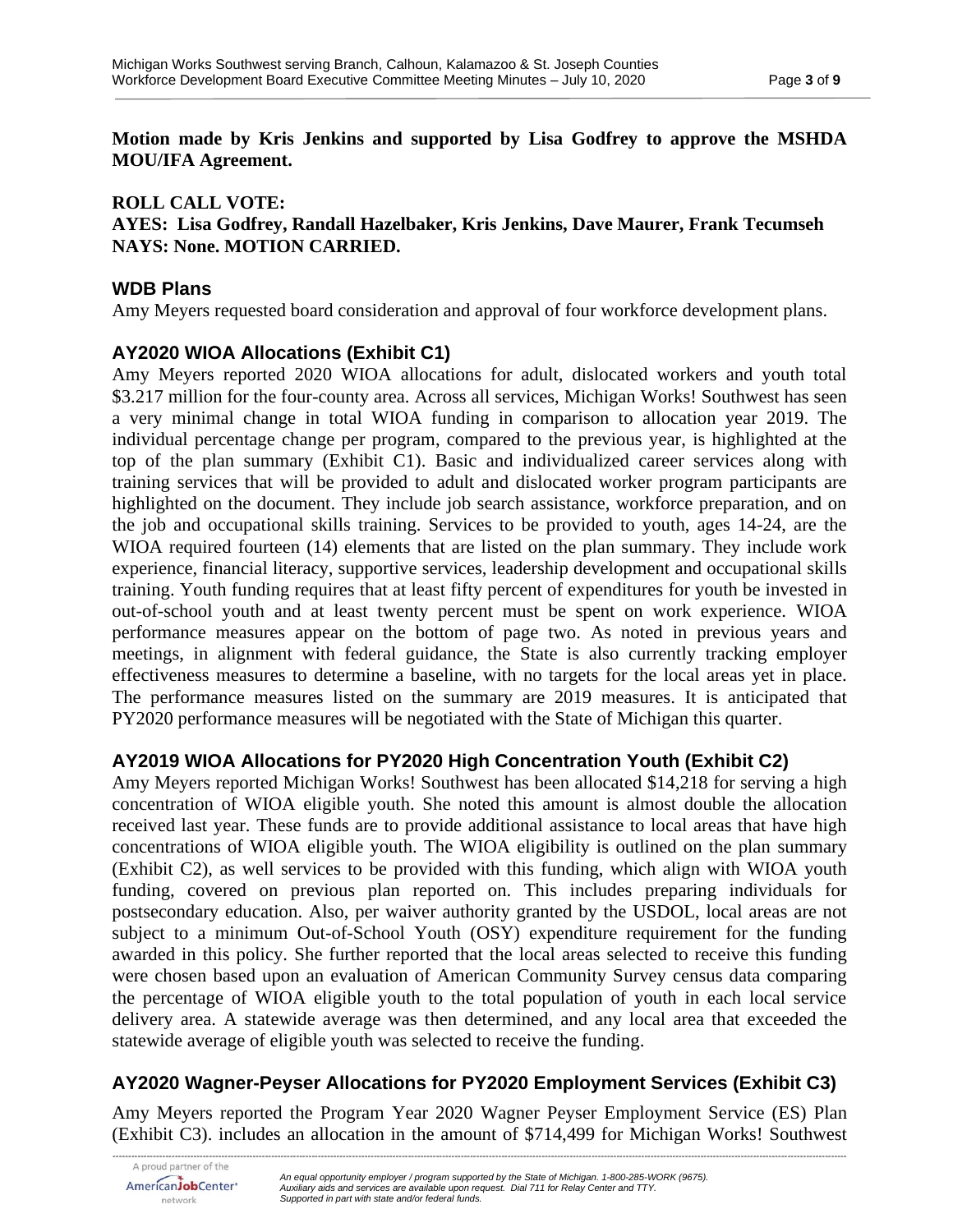**Motion made by Kris Jenkins and supported by Lisa Godfrey to approve the MSHDA MOU/IFA Agreement.**

**ROLL CALL VOTE:**
**AYES: Lisa Godfrey, Randall Hazelbaker, Kris Jenkins, Dave Maurer, Frank Tecumseh**
**NAYS: None. MOTION CARRIED.**

## WDB Plans

Amy Meyers requested board consideration and approval of four workforce development plans.

## AY2020 WIOA Allocations (Exhibit C1)

Amy Meyers reported 2020 WIOA allocations for adult, dislocated workers and youth total $3.217 million for the four-county area. Across all services, Michigan Works! Southwest has seen a very minimal change in total WIOA funding in comparison to allocation year 2019. The individual percentage change per program, compared to the previous year, is highlighted at the top of the plan summary (Exhibit C1). Basic and individualized career services along with training services that will be provided to adult and dislocated worker program participants are highlighted on the document. They include job search assistance, workforce preparation, and on the job and occupational skills training. Services to be provided to youth, ages 14-24, are the WIOA required fourteen (14) elements that are listed on the plan summary. They include work experience, financial literacy, supportive services, leadership development and occupational skills training. Youth funding requires that at least fifty percent of expenditures for youth be invested in out-of-school youth and at least twenty percent must be spent on work experience. WIOA performance measures appear on the bottom of page two. As noted in previous years and meetings, in alignment with federal guidance, the State is also currently tracking employer effectiveness measures to determine a baseline, with no targets for the local areas yet in place. The performance measures listed on the summary are 2019 measures. It is anticipated that PY2020 performance measures will be negotiated with the State of Michigan this quarter.

## AY2019 WIOA Allocations for PY2020 High Concentration Youth (Exhibit C2)

Amy Meyers reported Michigan Works! Southwest has been allocated $14,218 for serving a high concentration of WIOA eligible youth. She noted this amount is almost double the allocation received last year. These funds are to provide additional assistance to local areas that have high concentrations of WIOA eligible youth. The WIOA eligibility is outlined on the plan summary (Exhibit C2), as well services to be provided with this funding, which align with WIOA youth funding, covered on previous plan reported on. This includes preparing individuals for postsecondary education. Also, per waiver authority granted by the USDOL, local areas are not subject to a minimum Out-of-School Youth (OSY) expenditure requirement for the funding awarded in this policy. She further reported that the local areas selected to receive this funding were chosen based upon an evaluation of American Community Survey census data comparing the percentage of WIOA eligible youth to the total population of youth in each local service delivery area. A statewide average was then determined, and any local area that exceeded the statewide average of eligible youth was selected to receive the funding.

## AY2020 Wagner-Peyser Allocations for PY2020 Employment Services (Exhibit C3)

Amy Meyers reported the Program Year 2020 Wagner Peyser Employment Service (ES) Plan (Exhibit C3). includes an allocation in the amount of $714,499 for Michigan Works! Southwest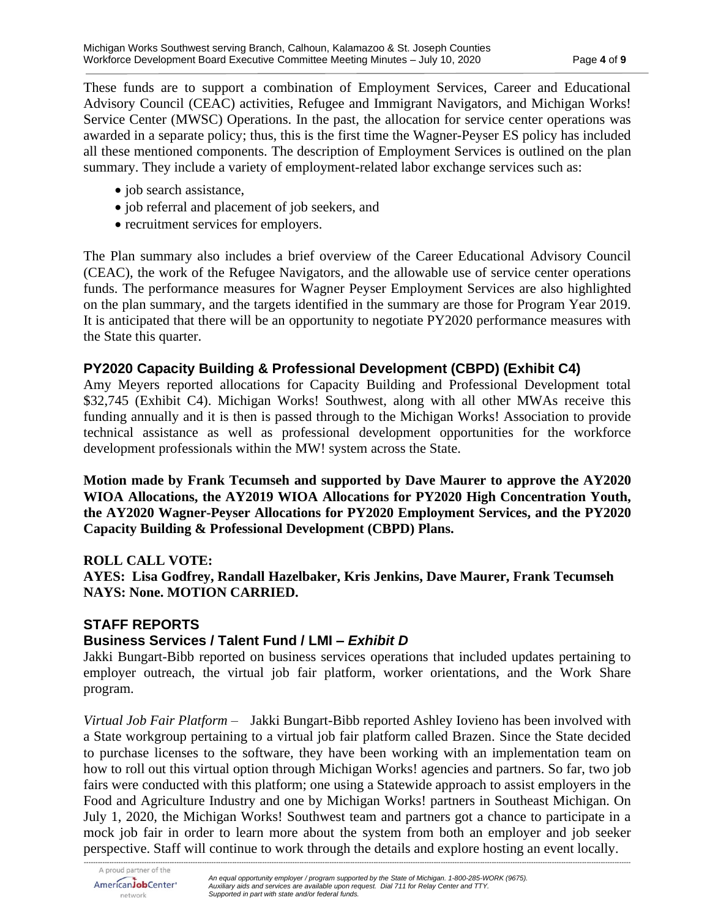These funds are to support a combination of Employment Services, Career and Educational Advisory Council (CEAC) activities, Refugee and Immigrant Navigators, and Michigan Works! Service Center (MWSC) Operations. In the past, the allocation for service center operations was awarded in a separate policy; thus, this is the first time the Wagner-Peyser ES policy has included all these mentioned components. The description of Employment Services is outlined on the plan summary. They include a variety of employment-related labor exchange services such as:

- job search assistance,
- job referral and placement of job seekers, and
- recruitment services for employers.

The Plan summary also includes a brief overview of the Career Educational Advisory Council (CEAC), the work of the Refugee Navigators, and the allowable use of service center operations funds. The performance measures for Wagner Peyser Employment Services are also highlighted on the plan summary, and the targets identified in the summary are those for Program Year 2019. It is anticipated that there will be an opportunity to negotiate PY2020 performance measures with the State this quarter.

### PY2020 Capacity Building & Professional Development (CBPD) (Exhibit C4)

Amy Meyers reported allocations for Capacity Building and Professional Development total $32,745 (Exhibit C4). Michigan Works! Southwest, along with all other MWAs receive this funding annually and it is then is passed through to the Michigan Works! Association to provide technical assistance as well as professional development opportunities for the workforce development professionals within the MW! system across the State.

**Motion made by Frank Tecumseh and supported by Dave Maurer to approve the AY2020 WIOA Allocations, the AY2019 WIOA Allocations for PY2020 High Concentration Youth, the AY2020 Wagner-Peyser Allocations for PY2020 Employment Services, and the PY2020 Capacity Building & Professional Development (CBPD) Plans.**

**ROLL CALL VOTE:**
**AYES: Lisa Godfrey, Randall Hazelbaker, Kris Jenkins, Dave Maurer, Frank Tecumseh**
**NAYS: None. MOTION CARRIED.**

## STAFF REPORTS

### Business Services / Talent Fund / LMI – *Exhibit D*

Jakki Bungart-Bibb reported on business services operations that included updates pertaining to employer outreach, the virtual job fair platform, worker orientations, and the Work Share program.

*Virtual Job Fair Platform* – Jakki Bungart-Bibb reported Ashley Iovieno has been involved with a State workgroup pertaining to a virtual job fair platform called Brazen. Since the State decided to purchase licenses to the software, they have been working with an implementation team on how to roll out this virtual option through Michigan Works! agencies and partners. So far, two job fairs were conducted with this platform; one using a Statewide approach to assist employers in the Food and Agriculture Industry and one by Michigan Works! partners in Southeast Michigan. On July 1, 2020, the Michigan Works! Southwest team and partners got a chance to participate in a mock job fair in order to learn more about the system from both an employer and job seeker perspective. Staff will continue to work through the details and explore hosting an event locally.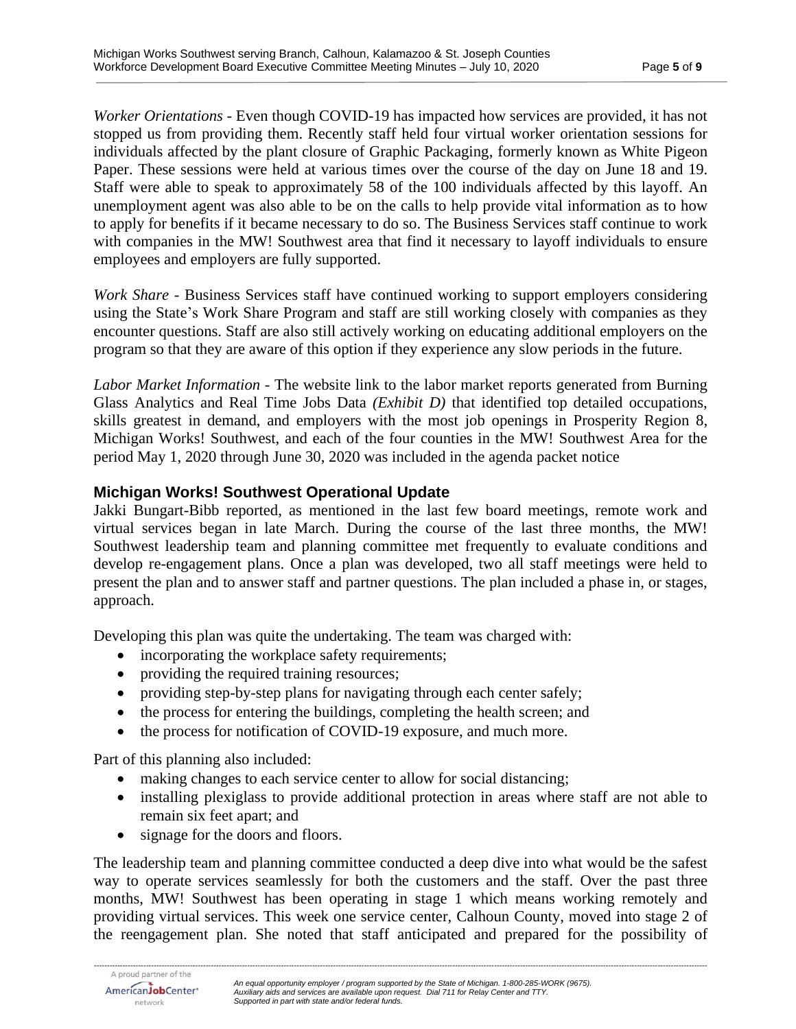*Worker Orientations* - Even though COVID-19 has impacted how services are provided, it has not stopped us from providing them. Recently staff held four virtual worker orientation sessions for individuals affected by the plant closure of Graphic Packaging, formerly known as White Pigeon Paper. These sessions were held at various times over the course of the day on June 18 and 19. Staff were able to speak to approximately 58 of the 100 individuals affected by this layoff. An unemployment agent was also able to be on the calls to help provide vital information as to how to apply for benefits if it became necessary to do so. The Business Services staff continue to work with companies in the MW! Southwest area that find it necessary to layoff individuals to ensure employees and employers are fully supported.

*Work Share* - Business Services staff have continued working to support employers considering using the State's Work Share Program and staff are still working closely with companies as they encounter questions. Staff are also still actively working on educating additional employers on the program so that they are aware of this option if they experience any slow periods in the future.

*Labor Market Information* - The website link to the labor market reports generated from Burning Glass Analytics and Real Time Jobs Data *(Exhibit D)* that identified top detailed occupations, skills greatest in demand, and employers with the most job openings in Prosperity Region 8, Michigan Works! Southwest, and each of the four counties in the MW! Southwest Area for the period May 1, 2020 through June 30, 2020 was included in the agenda packet notice

## Michigan Works! Southwest Operational Update

Jakki Bungart-Bibb reported, as mentioned in the last few board meetings, remote work and virtual services began in late March. During the course of the last three months, the MW! Southwest leadership team and planning committee met frequently to evaluate conditions and develop re-engagement plans. Once a plan was developed, two all staff meetings were held to present the plan and to answer staff and partner questions. The plan included a phase in, or stages, approach.

Developing this plan was quite the undertaking. The team was charged with:

- incorporating the workplace safety requirements;
- providing the required training resources;
- providing step-by-step plans for navigating through each center safely;
- the process for entering the buildings, completing the health screen; and
- the process for notification of COVID-19 exposure, and much more.

Part of this planning also included:

- making changes to each service center to allow for social distancing;
- installing plexiglass to provide additional protection in areas where staff are not able to remain six feet apart; and
- signage for the doors and floors.

The leadership team and planning committee conducted a deep dive into what would be the safest way to operate services seamlessly for both the customers and the staff. Over the past three months, MW! Southwest has been operating in stage 1 which means working remotely and providing virtual services. This week one service center, Calhoun County, moved into stage 2 of the reengagement plan. She noted that staff anticipated and prepared for the possibility of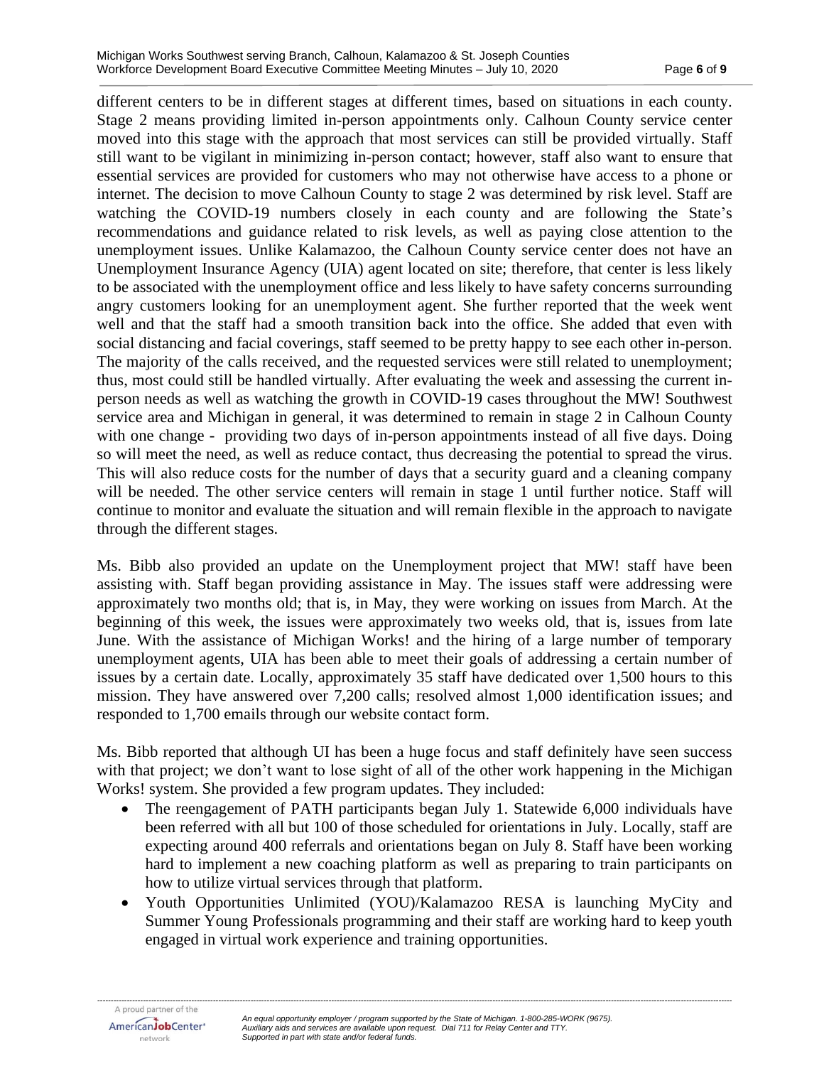different centers to be in different stages at different times, based on situations in each county. Stage 2 means providing limited in-person appointments only. Calhoun County service center moved into this stage with the approach that most services can still be provided virtually. Staff still want to be vigilant in minimizing in-person contact; however, staff also want to ensure that essential services are provided for customers who may not otherwise have access to a phone or internet. The decision to move Calhoun County to stage 2 was determined by risk level. Staff are watching the COVID-19 numbers closely in each county and are following the State's recommendations and guidance related to risk levels, as well as paying close attention to the unemployment issues. Unlike Kalamazoo, the Calhoun County service center does not have an Unemployment Insurance Agency (UIA) agent located on site; therefore, that center is less likely to be associated with the unemployment office and less likely to have safety concerns surrounding angry customers looking for an unemployment agent. She further reported that the week went well and that the staff had a smooth transition back into the office. She added that even with social distancing and facial coverings, staff seemed to be pretty happy to see each other in-person. The majority of the calls received, and the requested services were still related to unemployment; thus, most could still be handled virtually. After evaluating the week and assessing the current in-person needs as well as watching the growth in COVID-19 cases throughout the MW! Southwest service area and Michigan in general, it was determined to remain in stage 2 in Calhoun County with one change - providing two days of in-person appointments instead of all five days. Doing so will meet the need, as well as reduce contact, thus decreasing the potential to spread the virus. This will also reduce costs for the number of days that a security guard and a cleaning company will be needed. The other service centers will remain in stage 1 until further notice. Staff will continue to monitor and evaluate the situation and will remain flexible in the approach to navigate through the different stages.

Ms. Bibb also provided an update on the Unemployment project that MW! staff have been assisting with. Staff began providing assistance in May. The issues staff were addressing were approximately two months old; that is, in May, they were working on issues from March. At the beginning of this week, the issues were approximately two weeks old, that is, issues from late June. With the assistance of Michigan Works! and the hiring of a large number of temporary unemployment agents, UIA has been able to meet their goals of addressing a certain number of issues by a certain date. Locally, approximately 35 staff have dedicated over 1,500 hours to this mission. They have answered over 7,200 calls; resolved almost 1,000 identification issues; and responded to 1,700 emails through our website contact form.

Ms. Bibb reported that although UI has been a huge focus and staff definitely have seen success with that project; we don't want to lose sight of all of the other work happening in the Michigan Works! system. She provided a few program updates. They included:

- The reengagement of PATH participants began July 1. Statewide 6,000 individuals have been referred with all but 100 of those scheduled for orientations in July. Locally, staff are expecting around 400 referrals and orientations began on July 8. Staff have been working hard to implement a new coaching platform as well as preparing to train participants on how to utilize virtual services through that platform.
- Youth Opportunities Unlimited (YOU)/Kalamazoo RESA is launching MyCity and Summer Young Professionals programming and their staff are working hard to keep youth engaged in virtual work experience and training opportunities.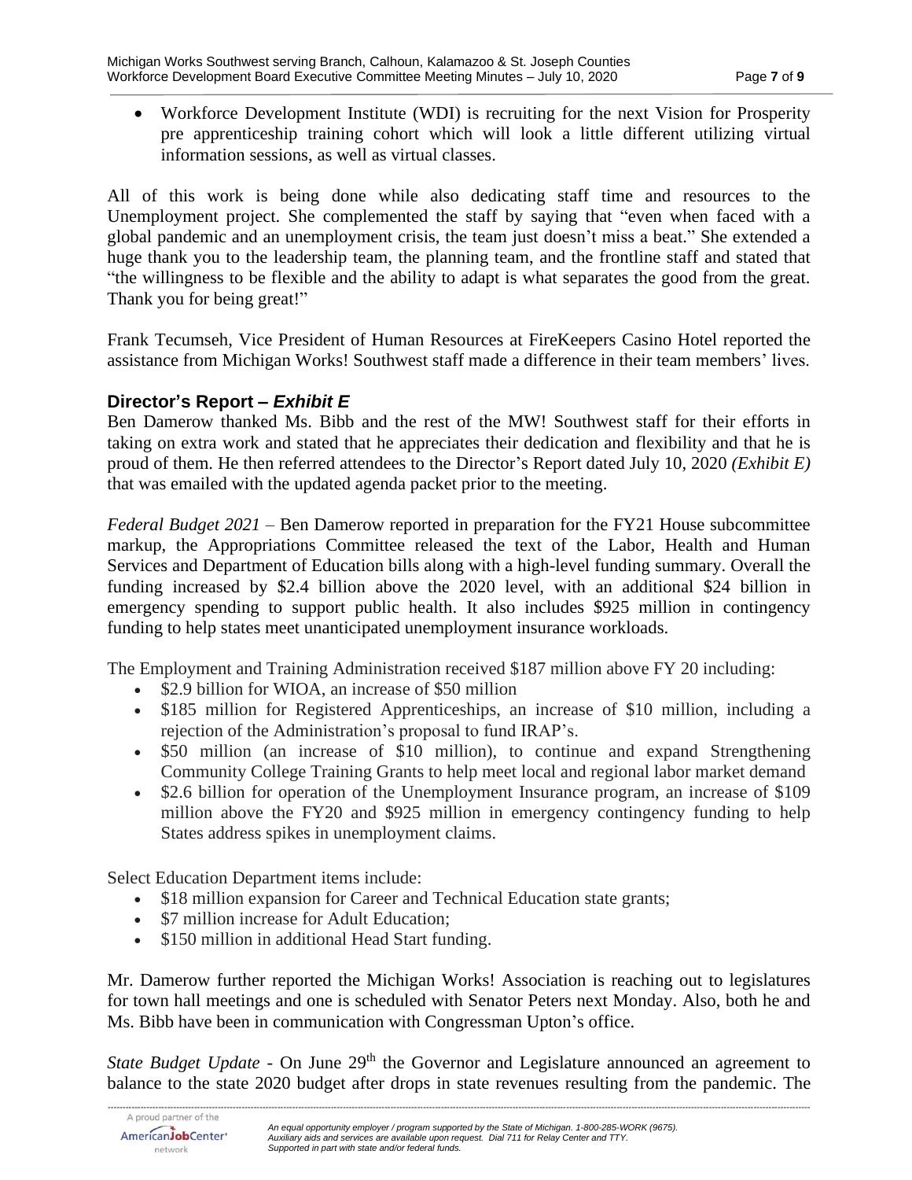- Workforce Development Institute (WDI) is recruiting for the next Vision for Prosperity pre apprenticeship training cohort which will look a little different utilizing virtual information sessions, as well as virtual classes.

All of this work is being done while also dedicating staff time and resources to the Unemployment project. She complemented the staff by saying that "even when faced with a global pandemic and an unemployment crisis, the team just doesn't miss a beat." She extended a huge thank you to the leadership team, the planning team, and the frontline staff and stated that "the willingness to be flexible and the ability to adapt is what separates the good from the great. Thank you for being great!"

Frank Tecumseh, Vice President of Human Resources at FireKeepers Casino Hotel reported the assistance from Michigan Works! Southwest staff made a difference in their team members' lives.

## Director's Report – *Exhibit E*

Ben Damerow thanked Ms. Bibb and the rest of the MW! Southwest staff for their efforts in taking on extra work and stated that he appreciates their dedication and flexibility and that he is proud of them. He then referred attendees to the Director's Report dated July 10, 2020 *(Exhibit E)* that was emailed with the updated agenda packet prior to the meeting.

*Federal Budget 2021* – Ben Damerow reported in preparation for the FY21 House subcommittee markup, the Appropriations Committee released the text of the Labor, Health and Human Services and Department of Education bills along with a high-level funding summary. Overall the funding increased by $2.4 billion above the 2020 level, with an additional $24 billion in emergency spending to support public health. It also includes $925 million in contingency funding to help states meet unanticipated unemployment insurance workloads.

The Employment and Training Administration received $187 million above FY 20 including:

- $2.9 billion for WIOA, an increase of $50 million
- $185 million for Registered Apprenticeships, an increase of $10 million, including a rejection of the Administration's proposal to fund IRAP's.
- $50 million (an increase of $10 million), to continue and expand Strengthening Community College Training Grants to help meet local and regional labor market demand
- $2.6 billion for operation of the Unemployment Insurance program, an increase of $109 million above the FY20 and $925 million in emergency contingency funding to help States address spikes in unemployment claims.

Select Education Department items include:

- $18 million expansion for Career and Technical Education state grants;
- $7 million increase for Adult Education;
- $150 million in additional Head Start funding.

Mr. Damerow further reported the Michigan Works! Association is reaching out to legislatures for town hall meetings and one is scheduled with Senator Peters next Monday. Also, both he and Ms. Bibb have been in communication with Congressman Upton's office.

*State Budget Update* - On June 29th the Governor and Legislature announced an agreement to balance to the state 2020 budget after drops in state revenues resulting from the pandemic. The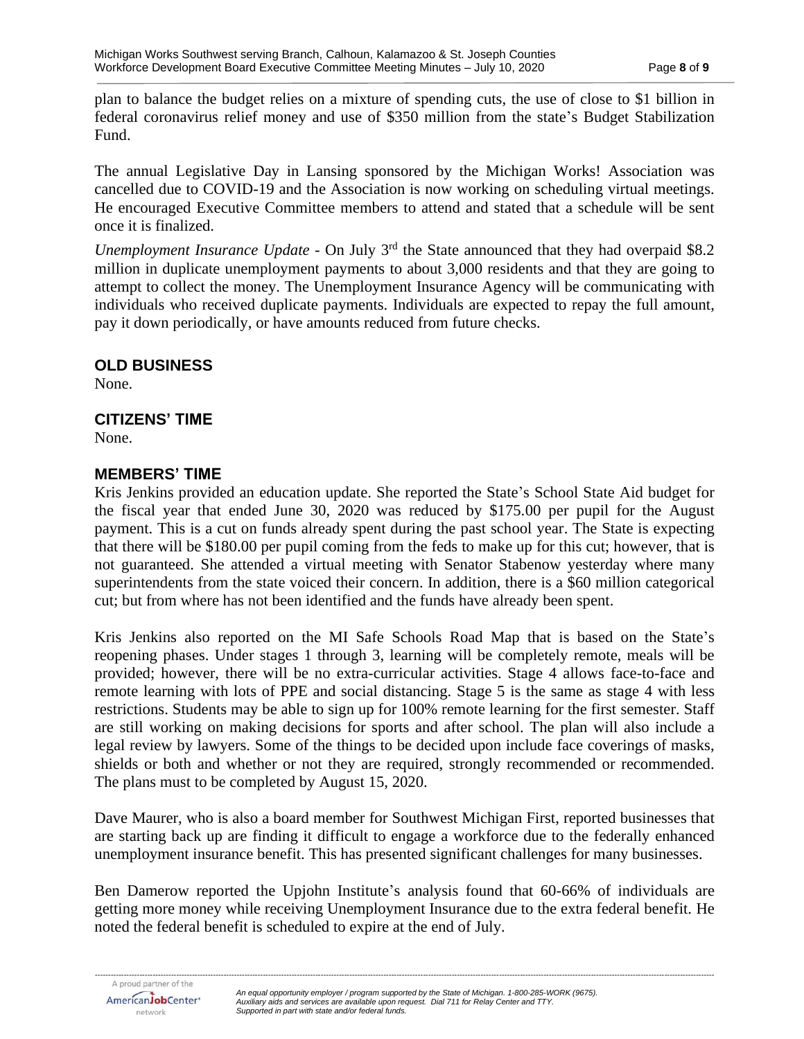plan to balance the budget relies on a mixture of spending cuts, the use of close to $1 billion in federal coronavirus relief money and use of $350 million from the state's Budget Stabilization Fund.

The annual Legislative Day in Lansing sponsored by the Michigan Works! Association was cancelled due to COVID-19 and the Association is now working on scheduling virtual meetings. He encouraged Executive Committee members to attend and stated that a schedule will be sent once it is finalized.

*Unemployment Insurance Update* - On July 3rd the State announced that they had overpaid $8.2 million in duplicate unemployment payments to about 3,000 residents and that they are going to attempt to collect the money. The Unemployment Insurance Agency will be communicating with individuals who received duplicate payments. Individuals are expected to repay the full amount, pay it down periodically, or have amounts reduced from future checks.

## OLD BUSINESS

None.

## CITIZENS' TIME

None.

## MEMBERS' TIME

Kris Jenkins provided an education update. She reported the State's School State Aid budget for the fiscal year that ended June 30, 2020 was reduced by $175.00 per pupil for the August payment. This is a cut on funds already spent during the past school year. The State is expecting that there will be $180.00 per pupil coming from the feds to make up for this cut; however, that is not guaranteed. She attended a virtual meeting with Senator Stabenow yesterday where many superintendents from the state voiced their concern. In addition, there is a $60 million categorical cut; but from where has not been identified and the funds have already been spent.

Kris Jenkins also reported on the MI Safe Schools Road Map that is based on the State's reopening phases. Under stages 1 through 3, learning will be completely remote, meals will be provided; however, there will be no extra-curricular activities. Stage 4 allows face-to-face and remote learning with lots of PPE and social distancing. Stage 5 is the same as stage 4 with less restrictions. Students may be able to sign up for 100% remote learning for the first semester. Staff are still working on making decisions for sports and after school. The plan will also include a legal review by lawyers. Some of the things to be decided upon include face coverings of masks, shields or both and whether or not they are required, strongly recommended or recommended. The plans must to be completed by August 15, 2020.

Dave Maurer, who is also a board member for Southwest Michigan First, reported businesses that are starting back up are finding it difficult to engage a workforce due to the federally enhanced unemployment insurance benefit. This has presented significant challenges for many businesses.

Ben Damerow reported the Upjohn Institute's analysis found that 60-66% of individuals are getting more money while receiving Unemployment Insurance due to the extra federal benefit. He noted the federal benefit is scheduled to expire at the end of July.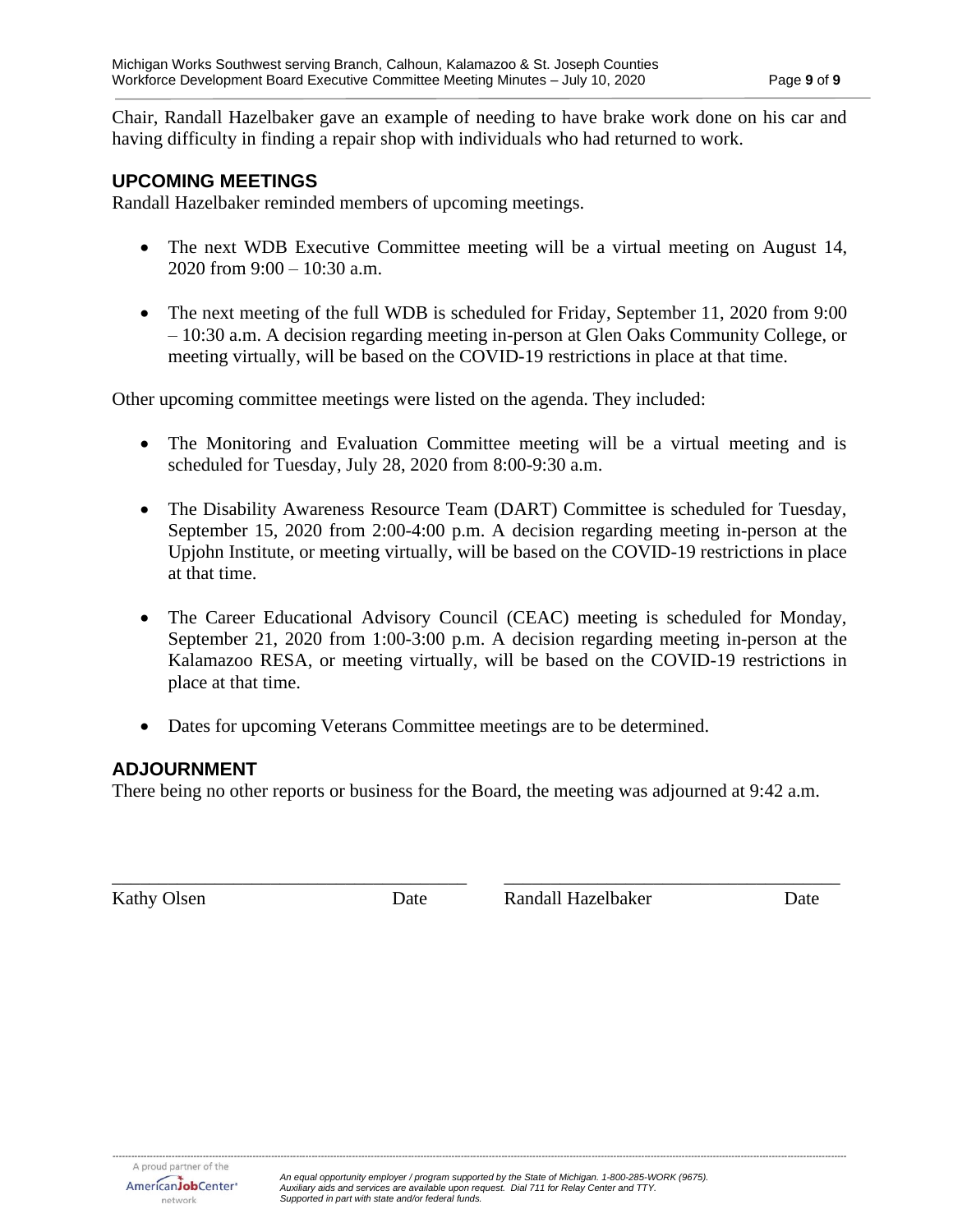Chair, Randall Hazelbaker gave an example of needing to have brake work done on his car and having difficulty in finding a repair shop with individuals who had returned to work.

## UPCOMING MEETINGS

Randall Hazelbaker reminded members of upcoming meetings.

- The next WDB Executive Committee meeting will be a virtual meeting on August 14, 2020 from 9:00 – 10:30 a.m.
- The next meeting of the full WDB is scheduled for Friday, September 11, 2020 from 9:00 – 10:30 a.m. A decision regarding meeting in-person at Glen Oaks Community College, or meeting virtually, will be based on the COVID-19 restrictions in place at that time.

Other upcoming committee meetings were listed on the agenda. They included:

- The Monitoring and Evaluation Committee meeting will be a virtual meeting and is scheduled for Tuesday, July 28, 2020 from 8:00-9:30 a.m.
- The Disability Awareness Resource Team (DART) Committee is scheduled for Tuesday, September 15, 2020 from 2:00-4:00 p.m. A decision regarding meeting in-person at the Upjohn Institute, or meeting virtually, will be based on the COVID-19 restrictions in place at that time.
- The Career Educational Advisory Council (CEAC) meeting is scheduled for Monday, September 21, 2020 from 1:00-3:00 p.m. A decision regarding meeting in-person at the Kalamazoo RESA, or meeting virtually, will be based on the COVID-19 restrictions in place at that time.
- Dates for upcoming Veterans Committee meetings are to be determined.

## ADJOURNMENT

There being no other reports or business for the Board, the meeting was adjourned at 9:42 a.m.

______________________________________ ______________________________________

Kathy Olsen Date Randall Hazelbaker Date

A proud partner of the AmericanJobCenter network

*An equal opportunity employer / program supported by the State of Michigan. 1-800-285-WORK (9675). Auxiliary aids and services are available upon request. Dial 711 for Relay Center and TTY. Supported in part with state and/or federal funds.*